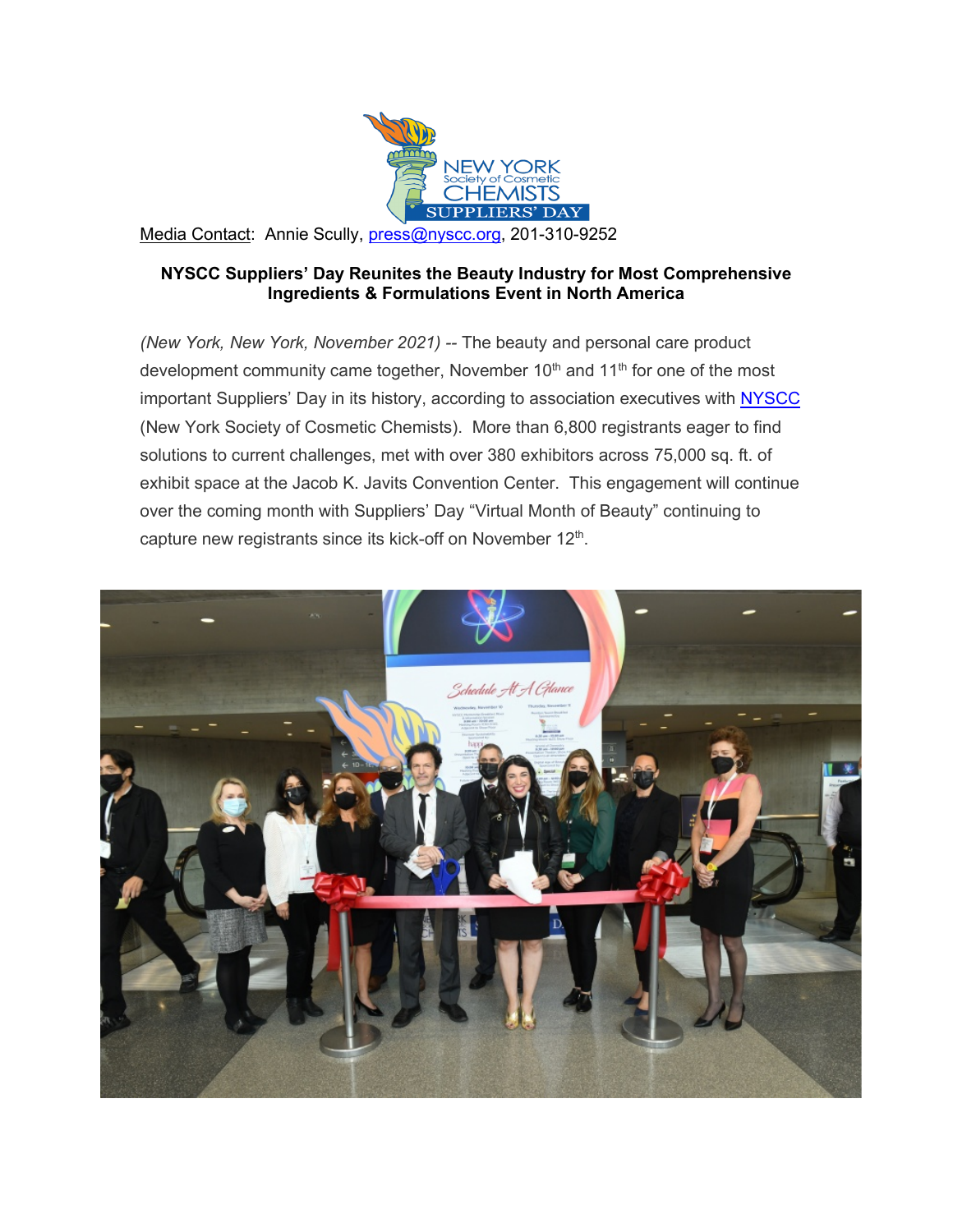Media Contact: Annie Scully, press@nyscc.org, 201-310-9252

**NYSCC Suppliers' Day Reunites the Beauty Industry for Most Comprehensive Ingredients & Formulations Event in North America**

*(New York, New York, November 2021)* -- The beauty and personal care product development community came together, November 10th and 11th for one of the most important Suppliers' Day in its history, according to association executives with NYSCC (New York Society of Cosmetic Chemists). More than 6,800 registrants eager to find solutions to current challenges, met with over 380 exhibitors across 75,000 sq. ft. of exhibit space at the Jacob K. Javits Convention Center. This engagement will continue over the coming month with Suppliers' Day "Virtual Month of Beauty" continuing to capture new registrants since its kick-off on November 12th.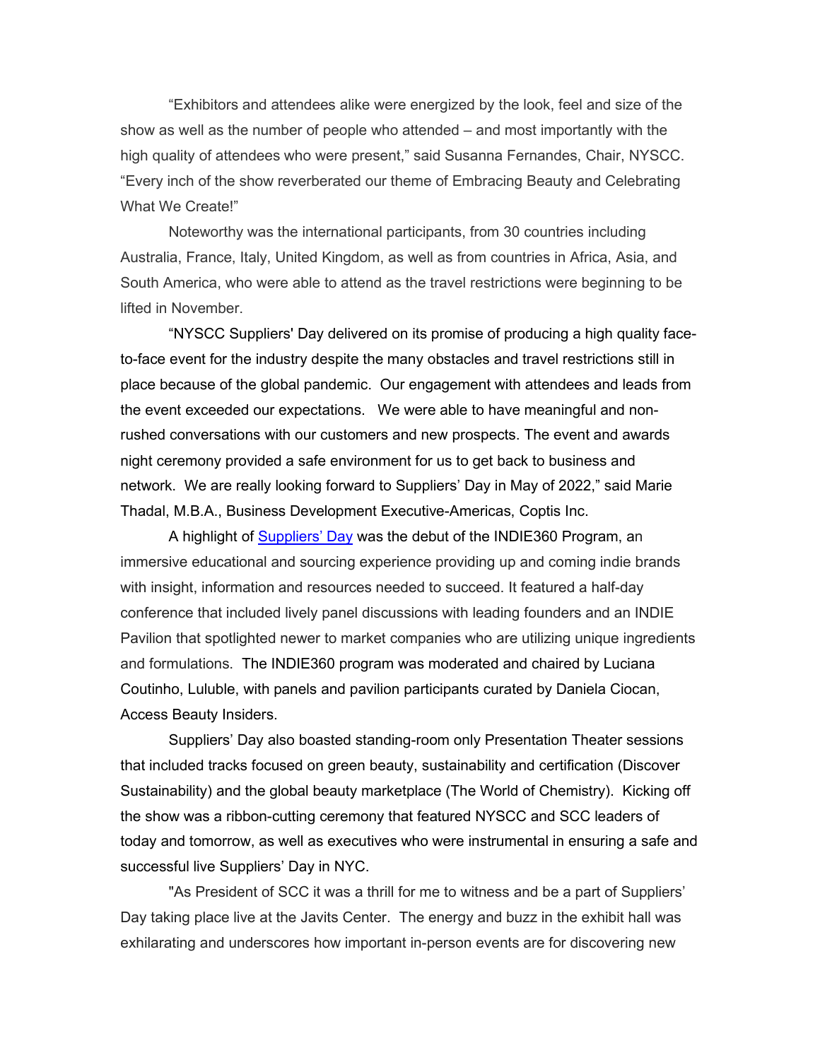"Exhibitors and attendees alike were energized by the look, feel and size of the show as well as the number of people who attended – and most importantly with the high quality of attendees who were present," said Susanna Fernandes, Chair, NYSCC. "Every inch of the show reverberated our theme of Embracing Beauty and Celebrating What We Create!"

Noteworthy was the international participants, from 30 countries including Australia, France, Italy, United Kingdom, as well as from countries in Africa, Asia, and South America, who were able to attend as the travel restrictions were beginning to be lifted in November.

"NYSCC Suppliers' Day delivered on its promise of producing a high quality face-to-face event for the industry despite the many obstacles and travel restrictions still in place because of the global pandemic. Our engagement with attendees and leads from the event exceeded our expectations. We were able to have meaningful and non-rushed conversations with our customers and new prospects. The event and awards night ceremony provided a safe environment for us to get back to business and network. We are really looking forward to Suppliers' Day in May of 2022," said Marie Thadal, M.B.A., Business Development Executive-Americas, Coptis Inc.

A highlight of Suppliers' Day was the debut of the INDIE360 Program, an immersive educational and sourcing experience providing up and coming indie brands with insight, information and resources needed to succeed. It featured a half-day conference that included lively panel discussions with leading founders and an INDIE Pavilion that spotlighted newer to market companies who are utilizing unique ingredients and formulations. The INDIE360 program was moderated and chaired by Luciana Coutinho, Luluble, with panels and pavilion participants curated by Daniela Ciocan, Access Beauty Insiders.

Suppliers' Day also boasted standing-room only Presentation Theater sessions that included tracks focused on green beauty, sustainability and certification (Discover Sustainability) and the global beauty marketplace (The World of Chemistry). Kicking off the show was a ribbon-cutting ceremony that featured NYSCC and SCC leaders of today and tomorrow, as well as executives who were instrumental in ensuring a safe and successful live Suppliers' Day in NYC.

"As President of SCC it was a thrill for me to witness and be a part of Suppliers' Day taking place live at the Javits Center. The energy and buzz in the exhibit hall was exhilarating and underscores how important in-person events are for discovering new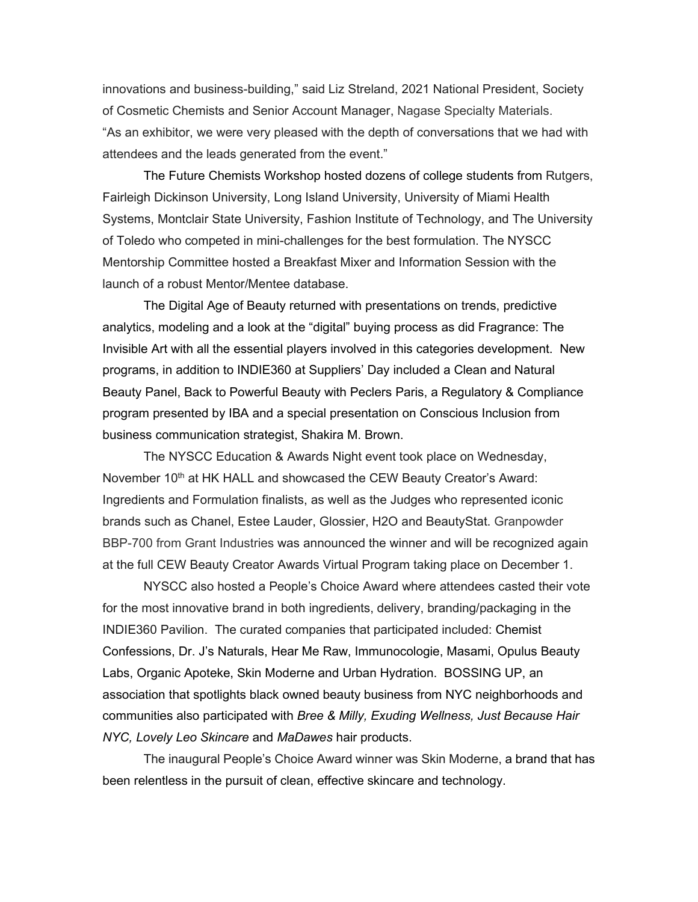innovations and business-building," said Liz Streland, 2021 National President, Society of Cosmetic Chemists and Senior Account Manager, Nagase Specialty Materials. "As an exhibitor, we were very pleased with the depth of conversations that we had with attendees and the leads generated from the event."

The Future Chemists Workshop hosted dozens of college students from Rutgers, Fairleigh Dickinson University, Long Island University, University of Miami Health Systems, Montclair State University, Fashion Institute of Technology, and The University of Toledo who competed in mini-challenges for the best formulation. The NYSCC Mentorship Committee hosted a Breakfast Mixer and Information Session with the launch of a robust Mentor/Mentee database.

The Digital Age of Beauty returned with presentations on trends, predictive analytics, modeling and a look at the "digital" buying process as did Fragrance: The Invisible Art with all the essential players involved in this categories development. New programs, in addition to INDIE360 at Suppliers' Day included a Clean and Natural Beauty Panel, Back to Powerful Beauty with Peclers Paris, a Regulatory & Compliance program presented by IBA and a special presentation on Conscious Inclusion from business communication strategist, Shakira M. Brown.

The NYSCC Education & Awards Night event took place on Wednesday, November 10th at HK HALL and showcased the CEW Beauty Creator's Award: Ingredients and Formulation finalists, as well as the Judges who represented iconic brands such as Chanel, Estee Lauder, Glossier, H2O and BeautyStat. Granpowder BBP-700 from Grant Industries was announced the winner and will be recognized again at the full CEW Beauty Creator Awards Virtual Program taking place on December 1.

NYSCC also hosted a People's Choice Award where attendees casted their vote for the most innovative brand in both ingredients, delivery, branding/packaging in the INDIE360 Pavilion. The curated companies that participated included: Chemist Confessions, Dr. J's Naturals, Hear Me Raw, Immunocologie, Masami, Opulus Beauty Labs, Organic Apoteke, Skin Moderne and Urban Hydration. BOSSING UP, an association that spotlights black owned beauty business from NYC neighborhoods and communities also participated with *Bree & Milly, Exuding Wellness, Just Because Hair NYC, Lovely Leo Skincare* and *MaDawes* hair products.

The inaugural People's Choice Award winner was Skin Moderne, a brand that has been relentless in the pursuit of clean, effective skincare and technology.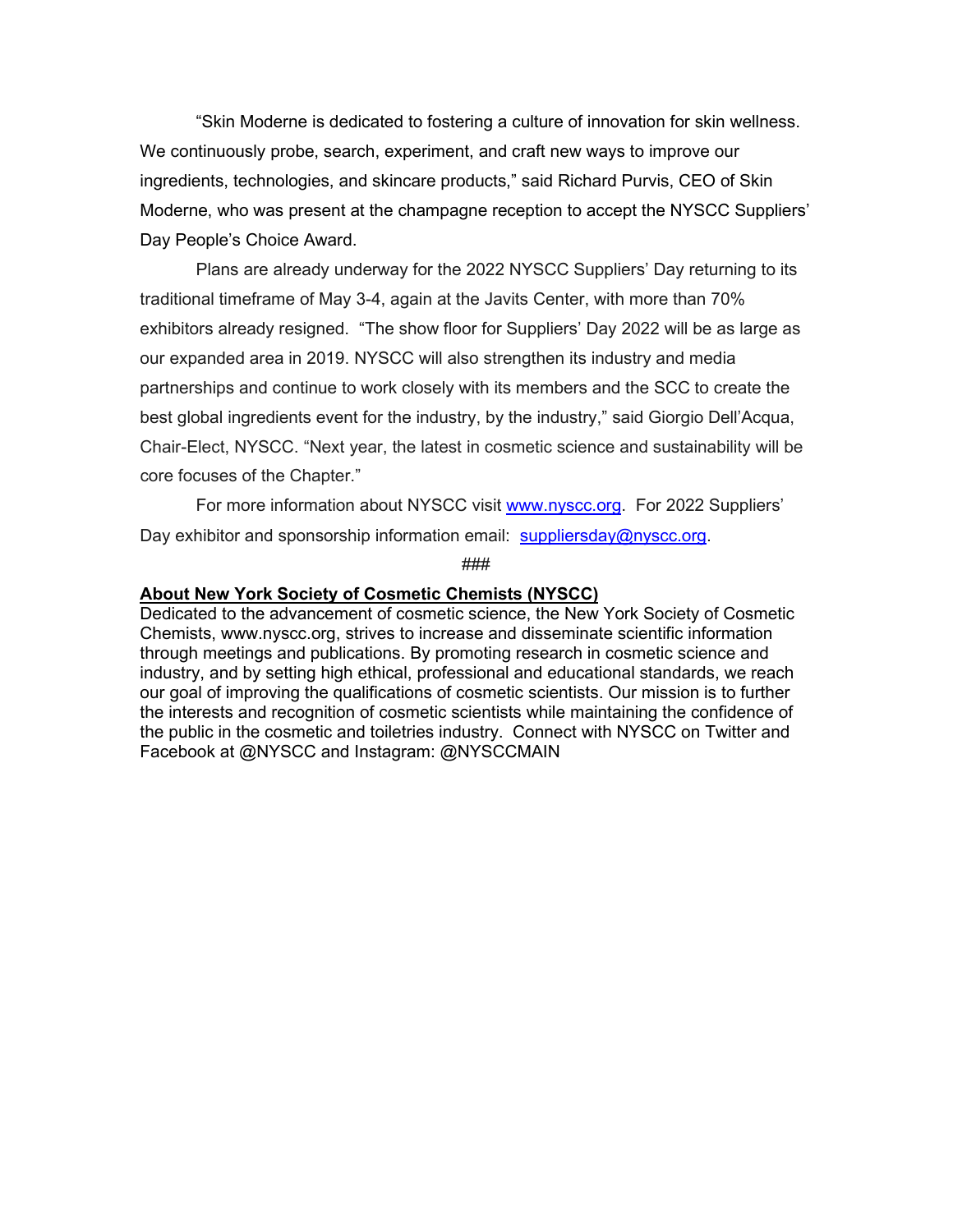"Skin Moderne is dedicated to fostering a culture of innovation for skin wellness. We continuously probe, search, experiment, and craft new ways to improve our ingredients, technologies, and skincare products," said Richard Purvis, CEO of Skin Moderne, who was present at the champagne reception to accept the NYSCC Suppliers' Day People's Choice Award.

Plans are already underway for the 2022 NYSCC Suppliers' Day returning to its traditional timeframe of May 3-4, again at the Javits Center, with more than 70% exhibitors already resigned. "The show floor for Suppliers' Day 2022 will be as large as our expanded area in 2019. NYSCC will also strengthen its industry and media partnerships and continue to work closely with its members and the SCC to create the best global ingredients event for the industry, by the industry," said Giorgio Dell'Acqua, Chair-Elect, NYSCC. "Next year, the latest in cosmetic science and sustainability will be core focuses of the Chapter."

For more information about NYSCC visit www.nyscc.org. For 2022 Suppliers' Day exhibitor and sponsorship information email: suppliersday@nyscc.org.

###

**About New York Society of Cosmetic Chemists (NYSCC)**

Dedicated to the advancement of cosmetic science, the New York Society of Cosmetic Chemists, www.nyscc.org, strives to increase and disseminate scientific information through meetings and publications. By promoting research in cosmetic science and industry, and by setting high ethical, professional and educational standards, we reach our goal of improving the qualifications of cosmetic scientists. Our mission is to further the interests and recognition of cosmetic scientists while maintaining the confidence of the public in the cosmetic and toiletries industry. Connect with NYSCC on Twitter and Facebook at @NYSCC and Instagram: @NYSCCMAIN